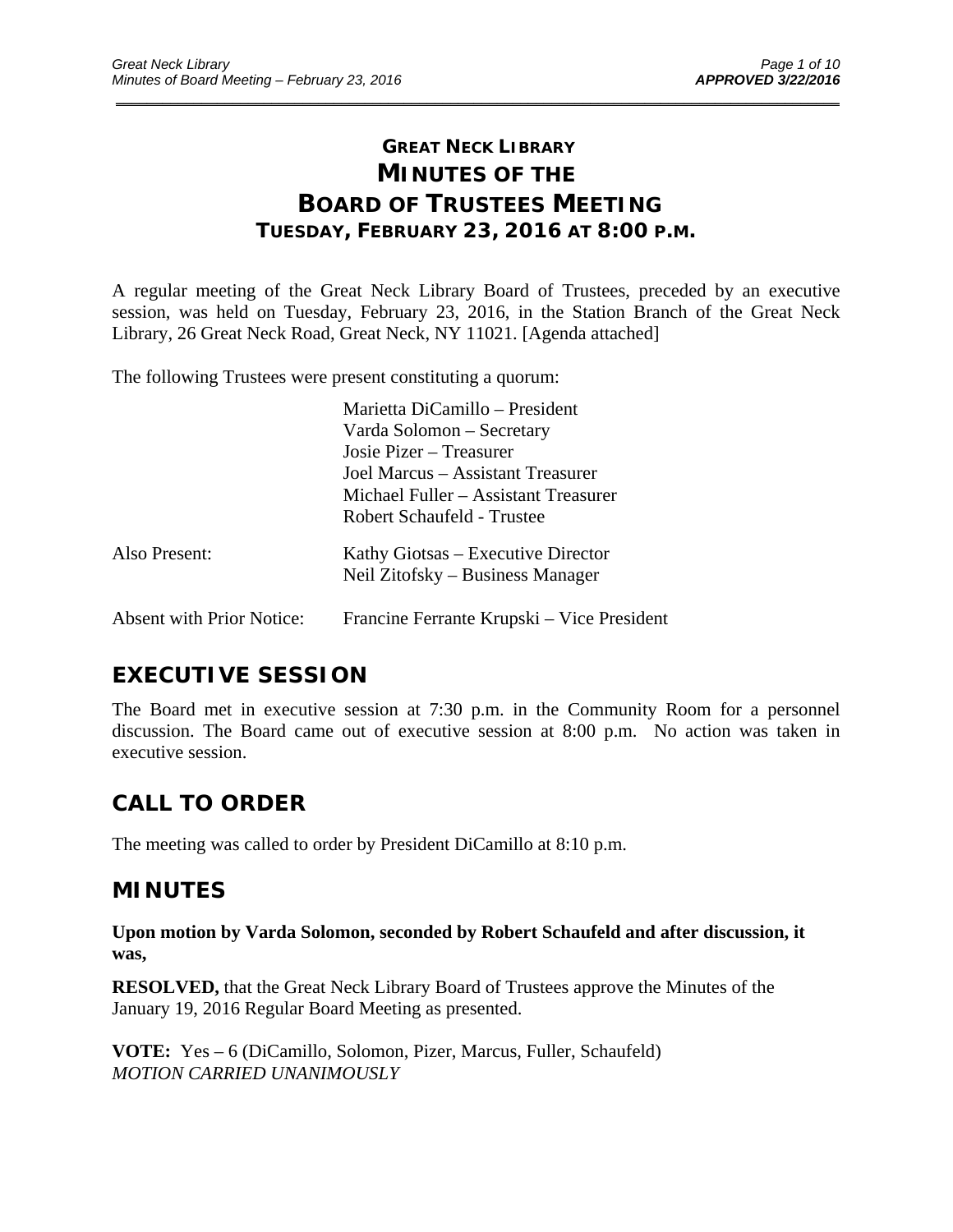# GREAT NECK LIBRARY
# MINUTES OF THE BOARD OF TRUSTEES MEETING
### TUESDAY, FEBRUARY 23, 2016 AT 8:00 P.M.

A regular meeting of the Great Neck Library Board of Trustees, preceded by an executive session, was held on Tuesday, February 23, 2016, in the Station Branch of the Great Neck Library, 26 Great Neck Road, Great Neck, NY 11021. [Agenda attached]

The following Trustees were present constituting a quorum:

Marietta DiCamillo – President
Varda Solomon – Secretary
Josie Pizer – Treasurer
Joel Marcus – Assistant Treasurer
Michael Fuller – Assistant Treasurer
Robert Schaufeld - Trustee

Also Present: Kathy Giotsas – Executive Director
Neil Zitofsky – Business Manager

Absent with Prior Notice: Francine Ferrante Krupski – Vice President

## EXECUTIVE SESSION

The Board met in executive session at 7:30 p.m. in the Community Room for a personnel discussion. The Board came out of executive session at 8:00 p.m. No action was taken in executive session.

## CALL TO ORDER

The meeting was called to order by President DiCamillo at 8:10 p.m.

## MINUTES

**Upon motion by Varda Solomon, seconded by Robert Schaufeld and after discussion, it was,**

**RESOLVED,** that the Great Neck Library Board of Trustees approve the Minutes of the January 19, 2016 Regular Board Meeting as presented.

**VOTE:** Yes – 6 (DiCamillo, Solomon, Pizer, Marcus, Fuller, Schaufeld)
*MOTION CARRIED UNANIMOUSLY*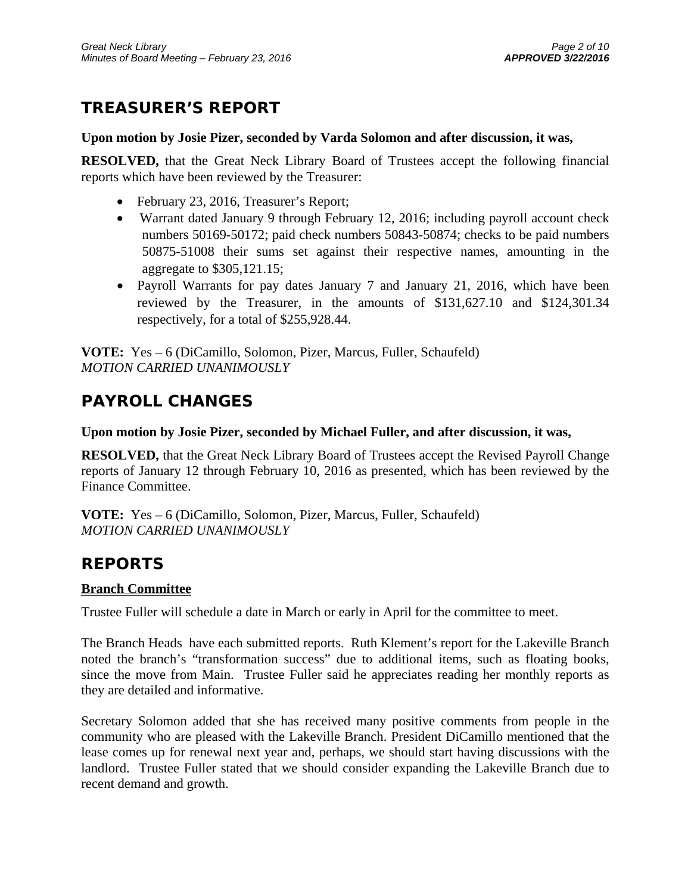## TREASURER'S REPORT

**Upon motion by Josie Pizer, seconded by Varda Solomon and after discussion, it was,**

**RESOLVED,** that the Great Neck Library Board of Trustees accept the following financial reports which have been reviewed by the Treasurer:

- February 23, 2016, Treasurer's Report;
- Warrant dated January 9 through February 12, 2016; including payroll account check numbers 50169-50172; paid check numbers 50843-50874; checks to be paid numbers 50875-51008 their sums set against their respective names, amounting in the aggregate to $305,121.15;
- Payroll Warrants for pay dates January 7 and January 21, 2016, which have been reviewed by the Treasurer, in the amounts of $131,627.10 and $124,301.34 respectively, for a total of $255,928.44.

**VOTE:** Yes – 6 (DiCamillo, Solomon, Pizer, Marcus, Fuller, Schaufeld)
*MOTION CARRIED UNANIMOUSLY*

## PAYROLL CHANGES

**Upon motion by Josie Pizer, seconded by Michael Fuller, and after discussion, it was,**

**RESOLVED,** that the Great Neck Library Board of Trustees accept the Revised Payroll Change reports of January 12 through February 10, 2016 as presented, which has been reviewed by the Finance Committee.

**VOTE:** Yes – 6 (DiCamillo, Solomon, Pizer, Marcus, Fuller, Schaufeld)
*MOTION CARRIED UNANIMOUSLY*

## REPORTS

### Branch Committee

Trustee Fuller will schedule a date in March or early in April for the committee to meet.

The Branch Heads have each submitted reports. Ruth Klement's report for the Lakeville Branch noted the branch's "transformation success" due to additional items, such as floating books, since the move from Main. Trustee Fuller said he appreciates reading her monthly reports as they are detailed and informative.

Secretary Solomon added that she has received many positive comments from people in the community who are pleased with the Lakeville Branch. President DiCamillo mentioned that the lease comes up for renewal next year and, perhaps, we should start having discussions with the landlord. Trustee Fuller stated that we should consider expanding the Lakeville Branch due to recent demand and growth.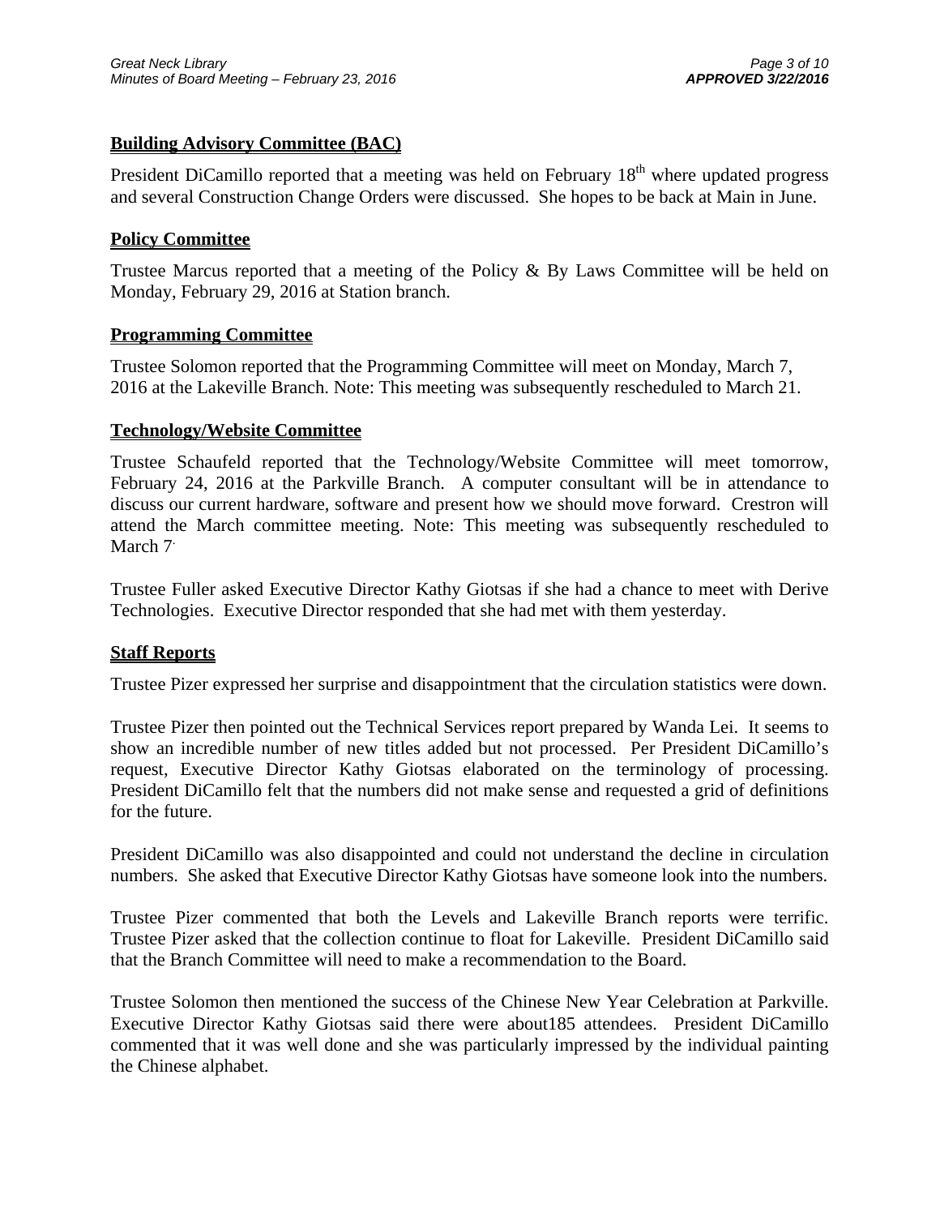## Building Advisory Committee (BAC)

President DiCamillo reported that a meeting was held on February 18th where updated progress and several Construction Change Orders were discussed. She hopes to be back at Main in June.

## Policy Committee

Trustee Marcus reported that a meeting of the Policy & By Laws Committee will be held on Monday, February 29, 2016 at Station branch.

## Programming Committee

Trustee Solomon reported that the Programming Committee will meet on Monday, March 7, 2016 at the Lakeville Branch. Note: This meeting was subsequently rescheduled to March 21.

## Technology/Website Committee

Trustee Schaufeld reported that the Technology/Website Committee will meet tomorrow, February 24, 2016 at the Parkville Branch. A computer consultant will be in attendance to discuss our current hardware, software and present how we should move forward. Crestron will attend the March committee meeting. Note: This meeting was subsequently rescheduled to March 7.

Trustee Fuller asked Executive Director Kathy Giotsas if she had a chance to meet with Derive Technologies. Executive Director responded that she had met with them yesterday.

## Staff Reports

Trustee Pizer expressed her surprise and disappointment that the circulation statistics were down.

Trustee Pizer then pointed out the Technical Services report prepared by Wanda Lei. It seems to show an incredible number of new titles added but not processed. Per President DiCamillo's request, Executive Director Kathy Giotsas elaborated on the terminology of processing. President DiCamillo felt that the numbers did not make sense and requested a grid of definitions for the future.

President DiCamillo was also disappointed and could not understand the decline in circulation numbers. She asked that Executive Director Kathy Giotsas have someone look into the numbers.

Trustee Pizer commented that both the Levels and Lakeville Branch reports were terrific. Trustee Pizer asked that the collection continue to float for Lakeville. President DiCamillo said that the Branch Committee will need to make a recommendation to the Board.

Trustee Solomon then mentioned the success of the Chinese New Year Celebration at Parkville. Executive Director Kathy Giotsas said there were about185 attendees. President DiCamillo commented that it was well done and she was particularly impressed by the individual painting the Chinese alphabet.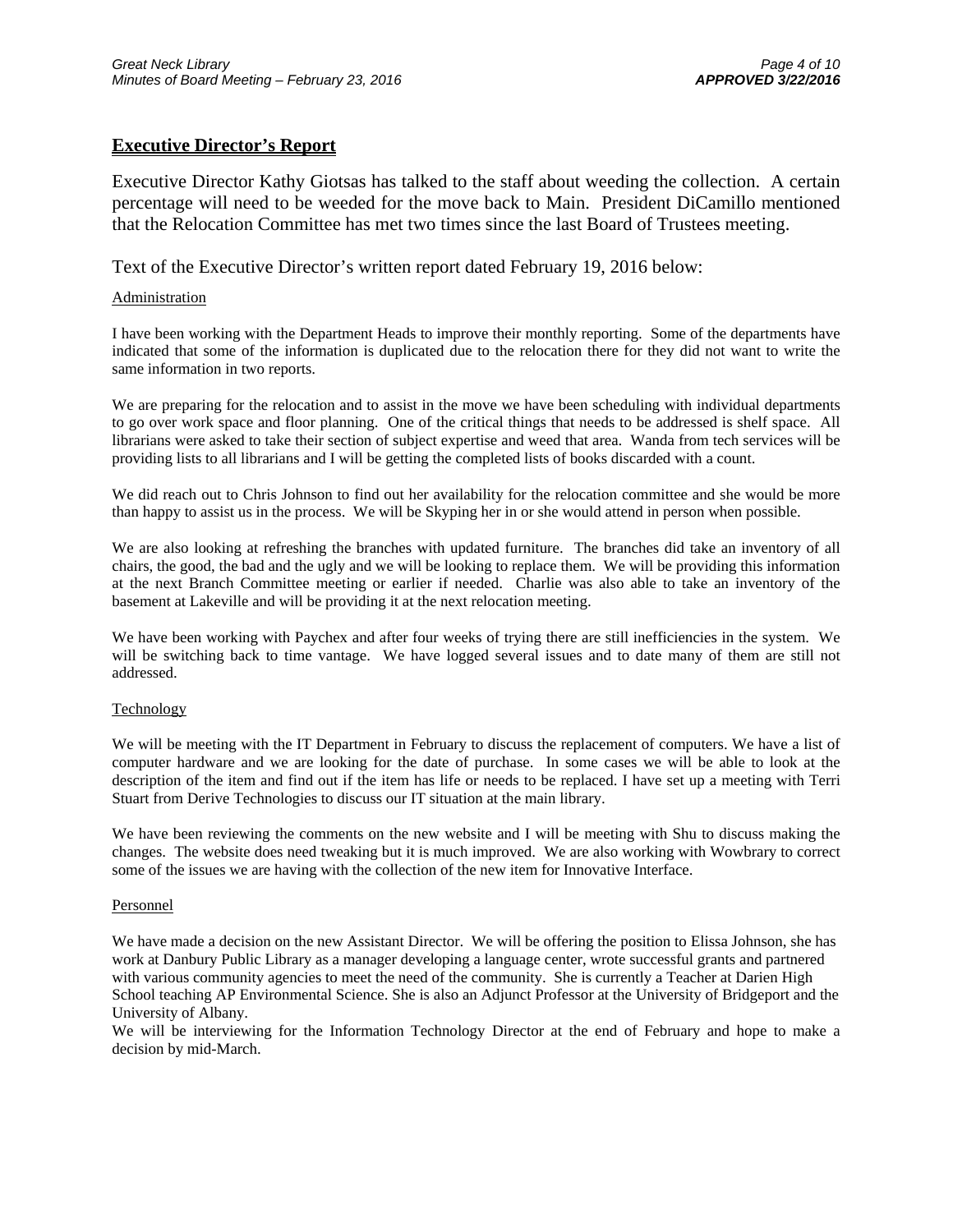## Executive Director's Report

Executive Director Kathy Giotsas has talked to the staff about weeding the collection. A certain percentage will need to be weeded for the move back to Main. President DiCamillo mentioned that the Relocation Committee has met two times since the last Board of Trustees meeting.

Text of the Executive Director's written report dated February 19, 2016 below:

Administration

I have been working with the Department Heads to improve their monthly reporting. Some of the departments have indicated that some of the information is duplicated due to the relocation there for they did not want to write the same information in two reports.

We are preparing for the relocation and to assist in the move we have been scheduling with individual departments to go over work space and floor planning. One of the critical things that needs to be addressed is shelf space. All librarians were asked to take their section of subject expertise and weed that area. Wanda from tech services will be providing lists to all librarians and I will be getting the completed lists of books discarded with a count.

We did reach out to Chris Johnson to find out her availability for the relocation committee and she would be more than happy to assist us in the process. We will be Skyping her in or she would attend in person when possible.

We are also looking at refreshing the branches with updated furniture. The branches did take an inventory of all chairs, the good, the bad and the ugly and we will be looking to replace them. We will be providing this information at the next Branch Committee meeting or earlier if needed. Charlie was also able to take an inventory of the basement at Lakeville and will be providing it at the next relocation meeting.

We have been working with Paychex and after four weeks of trying there are still inefficiencies in the system. We will be switching back to time vantage. We have logged several issues and to date many of them are still not addressed.

Technology

We will be meeting with the IT Department in February to discuss the replacement of computers. We have a list of computer hardware and we are looking for the date of purchase. In some cases we will be able to look at the description of the item and find out if the item has life or needs to be replaced. I have set up a meeting with Terri Stuart from Derive Technologies to discuss our IT situation at the main library.

We have been reviewing the comments on the new website and I will be meeting with Shu to discuss making the changes. The website does need tweaking but it is much improved. We are also working with Wowbrary to correct some of the issues we are having with the collection of the new item for Innovative Interface.

Personnel

We have made a decision on the new Assistant Director. We will be offering the position to Elissa Johnson, she has work at Danbury Public Library as a manager developing a language center, wrote successful grants and partnered with various community agencies to meet the need of the community. She is currently a Teacher at Darien High School teaching AP Environmental Science. She is also an Adjunct Professor at the University of Bridgeport and the University of Albany.

We will be interviewing for the Information Technology Director at the end of February and hope to make a decision by mid-March.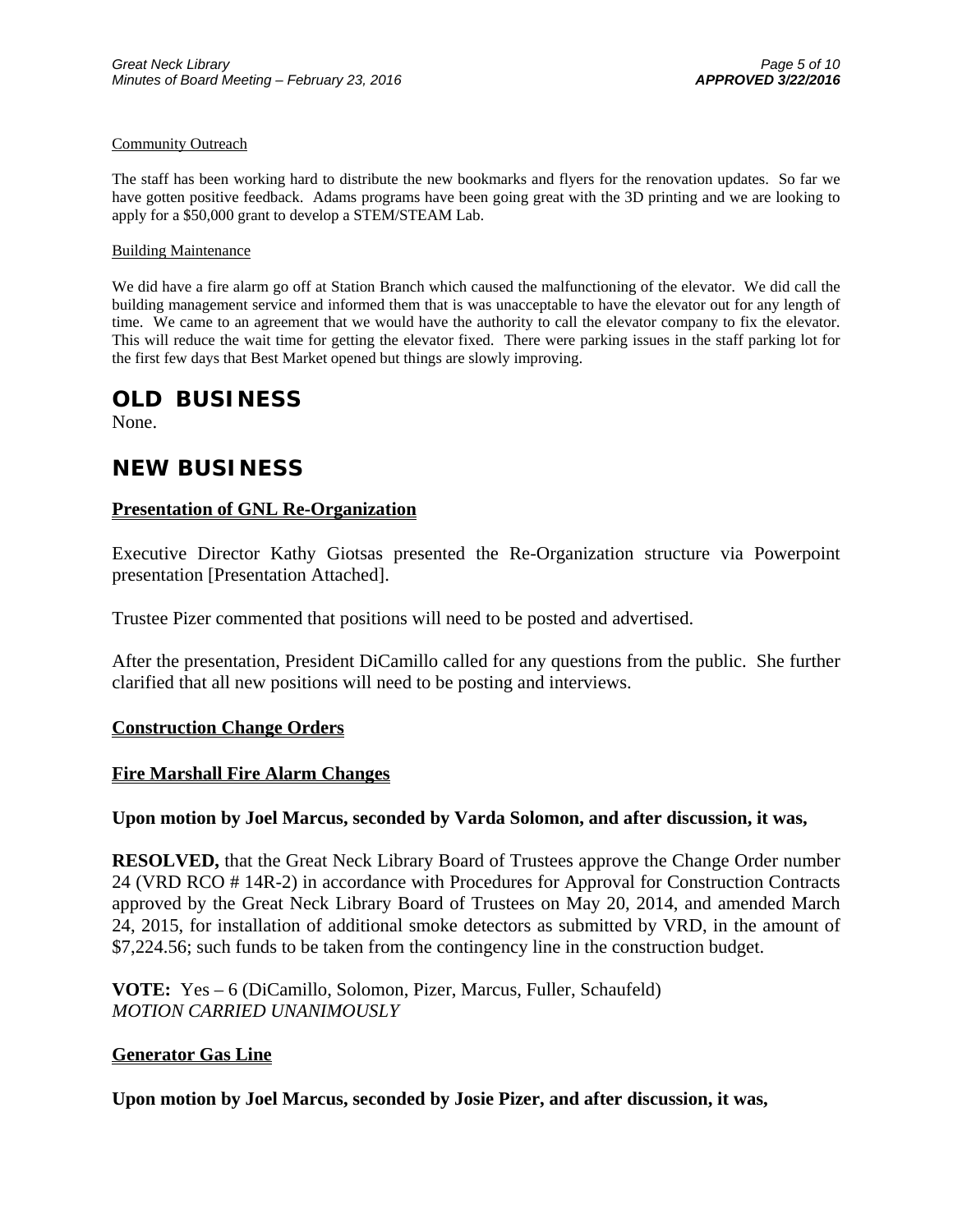Community Outreach

The staff has been working hard to distribute the new bookmarks and flyers for the renovation updates. So far we have gotten positive feedback. Adams programs have been going great with the 3D printing and we are looking to apply for a $50,000 grant to develop a STEM/STEAM Lab.

Building Maintenance

We did have a fire alarm go off at Station Branch which caused the malfunctioning of the elevator. We did call the building management service and informed them that is was unacceptable to have the elevator out for any length of time. We came to an agreement that we would have the authority to call the elevator company to fix the elevator. This will reduce the wait time for getting the elevator fixed. There were parking issues in the staff parking lot for the first few days that Best Market opened but things are slowly improving.

## OLD BUSINESS

None.

## NEW BUSINESS

### Presentation of GNL Re-Organization

Executive Director Kathy Giotsas presented the Re-Organization structure via Powerpoint presentation [Presentation Attached].

Trustee Pizer commented that positions will need to be posted and advertised.

After the presentation, President DiCamillo called for any questions from the public. She further clarified that all new positions will need to be posting and interviews.

### Construction Change Orders

### Fire Marshall Fire Alarm Changes

**Upon motion by Joel Marcus, seconded by Varda Solomon, and after discussion, it was,**

**RESOLVED,** that the Great Neck Library Board of Trustees approve the Change Order number 24 (VRD RCO # 14R-2) in accordance with Procedures for Approval for Construction Contracts approved by the Great Neck Library Board of Trustees on May 20, 2014, and amended March 24, 2015, for installation of additional smoke detectors as submitted by VRD, in the amount of $7,224.56; such funds to be taken from the contingency line in the construction budget.

**VOTE:** Yes – 6 (DiCamillo, Solomon, Pizer, Marcus, Fuller, Schaufeld)
*MOTION CARRIED UNANIMOUSLY*

### Generator Gas Line

**Upon motion by Joel Marcus, seconded by Josie Pizer, and after discussion, it was,**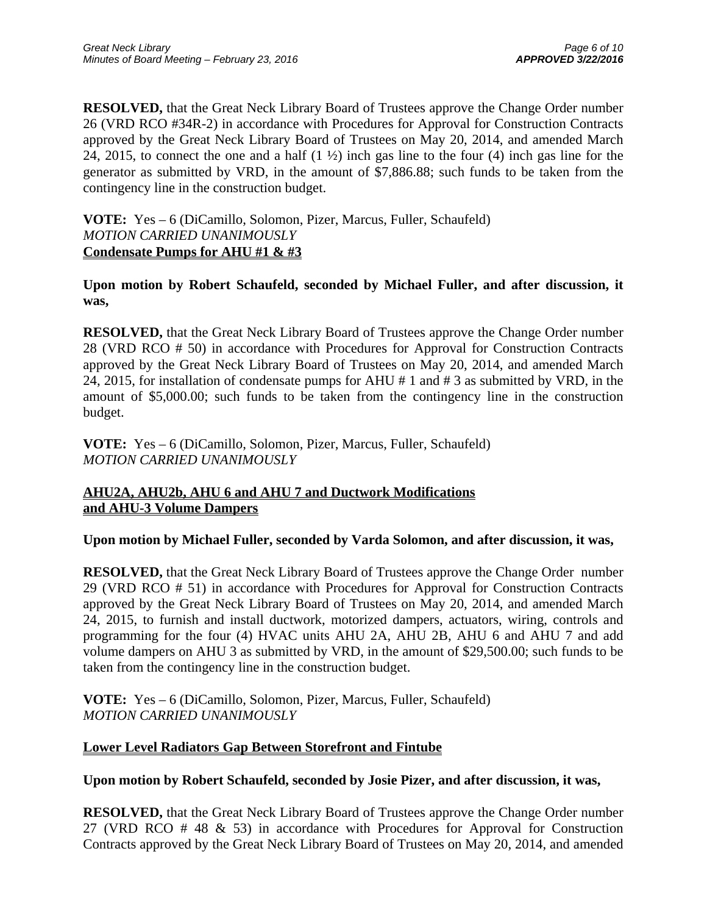**RESOLVED,** that the Great Neck Library Board of Trustees approve the Change Order number 26 (VRD RCO #34R-2) in accordance with Procedures for Approval for Construction Contracts approved by the Great Neck Library Board of Trustees on May 20, 2014, and amended March 24, 2015, to connect the one and a half (1 ½) inch gas line to the four (4) inch gas line for the generator as submitted by VRD, in the amount of $7,886.88; such funds to be taken from the contingency line in the construction budget.

**VOTE:** Yes – 6 (DiCamillo, Solomon, Pizer, Marcus, Fuller, Schaufeld)
*MOTION CARRIED UNANIMOUSLY*

**Condensate Pumps for AHU #1 & #3**

**Upon motion by Robert Schaufeld, seconded by Michael Fuller, and after discussion, it was,**

**RESOLVED,** that the Great Neck Library Board of Trustees approve the Change Order number 28 (VRD RCO # 50) in accordance with Procedures for Approval for Construction Contracts approved by the Great Neck Library Board of Trustees on May 20, 2014, and amended March 24, 2015, for installation of condensate pumps for AHU # 1 and # 3 as submitted by VRD, in the amount of $5,000.00; such funds to be taken from the contingency line in the construction budget.

**VOTE:** Yes – 6 (DiCamillo, Solomon, Pizer, Marcus, Fuller, Schaufeld)
*MOTION CARRIED UNANIMOUSLY*

**AHU2A, AHU2b, AHU 6 and AHU 7 and Ductwork Modifications and AHU-3 Volume Dampers**

**Upon motion by Michael Fuller, seconded by Varda Solomon, and after discussion, it was,**

**RESOLVED,** that the Great Neck Library Board of Trustees approve the Change Order number 29 (VRD RCO # 51) in accordance with Procedures for Approval for Construction Contracts approved by the Great Neck Library Board of Trustees on May 20, 2014, and amended March 24, 2015, to furnish and install ductwork, motorized dampers, actuators, wiring, controls and programming for the four (4) HVAC units AHU 2A, AHU 2B, AHU 6 and AHU 7 and add volume dampers on AHU 3 as submitted by VRD, in the amount of $29,500.00; such funds to be taken from the contingency line in the construction budget.

**VOTE:** Yes – 6 (DiCamillo, Solomon, Pizer, Marcus, Fuller, Schaufeld)
*MOTION CARRIED UNANIMOUSLY*

**Lower Level Radiators Gap Between Storefront and Fintube**

**Upon motion by Robert Schaufeld, seconded by Josie Pizer, and after discussion, it was,**

**RESOLVED,** that the Great Neck Library Board of Trustees approve the Change Order number 27 (VRD RCO # 48 & 53) in accordance with Procedures for Approval for Construction Contracts approved by the Great Neck Library Board of Trustees on May 20, 2014, and amended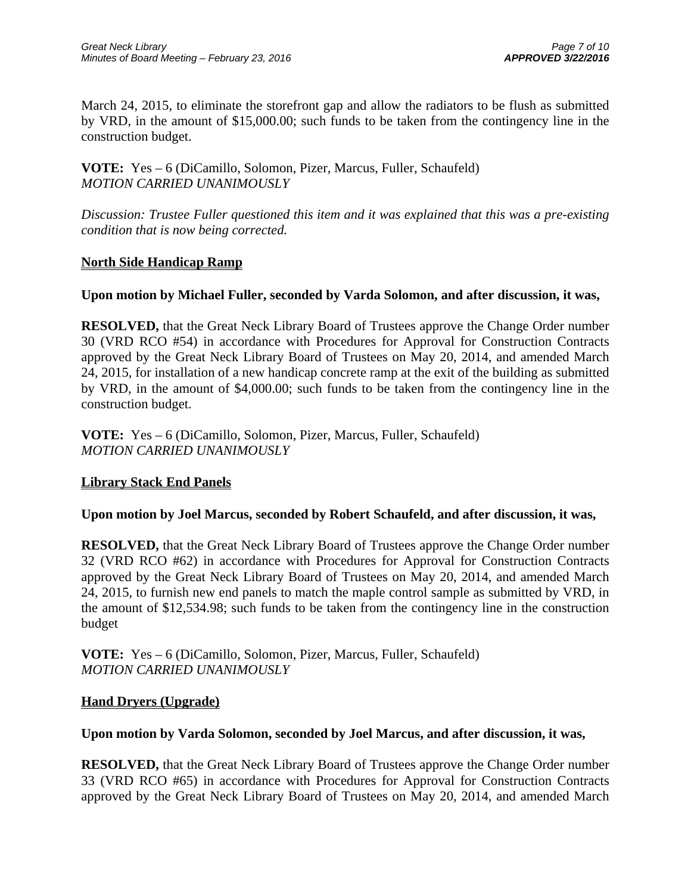March 24, 2015, to eliminate the storefront gap and allow the radiators to be flush as submitted by VRD, in the amount of $15,000.00; such funds to be taken from the contingency line in the construction budget.

**VOTE:** Yes – 6 (DiCamillo, Solomon, Pizer, Marcus, Fuller, Schaufeld)
*MOTION CARRIED UNANIMOUSLY*

*Discussion: Trustee Fuller questioned this item and it was explained that this was a pre-existing condition that is now being corrected.*

**North Side Handicap Ramp**

**Upon motion by Michael Fuller, seconded by Varda Solomon, and after discussion, it was,**

**RESOLVED,** that the Great Neck Library Board of Trustees approve the Change Order number 30 (VRD RCO #54) in accordance with Procedures for Approval for Construction Contracts approved by the Great Neck Library Board of Trustees on May 20, 2014, and amended March 24, 2015, for installation of a new handicap concrete ramp at the exit of the building as submitted by VRD, in the amount of $4,000.00; such funds to be taken from the contingency line in the construction budget.

**VOTE:** Yes – 6 (DiCamillo, Solomon, Pizer, Marcus, Fuller, Schaufeld)
*MOTION CARRIED UNANIMOUSLY*

**Library Stack End Panels**

**Upon motion by Joel Marcus, seconded by Robert Schaufeld, and after discussion, it was,**

**RESOLVED,** that the Great Neck Library Board of Trustees approve the Change Order number 32 (VRD RCO #62) in accordance with Procedures for Approval for Construction Contracts approved by the Great Neck Library Board of Trustees on May 20, 2014, and amended March 24, 2015, to furnish new end panels to match the maple control sample as submitted by VRD, in the amount of $12,534.98; such funds to be taken from the contingency line in the construction budget

**VOTE:** Yes – 6 (DiCamillo, Solomon, Pizer, Marcus, Fuller, Schaufeld)
*MOTION CARRIED UNANIMOUSLY*

**Hand Dryers (Upgrade)**

**Upon motion by Varda Solomon, seconded by Joel Marcus, and after discussion, it was,**

**RESOLVED,** that the Great Neck Library Board of Trustees approve the Change Order number 33 (VRD RCO #65) in accordance with Procedures for Approval for Construction Contracts approved by the Great Neck Library Board of Trustees on May 20, 2014, and amended March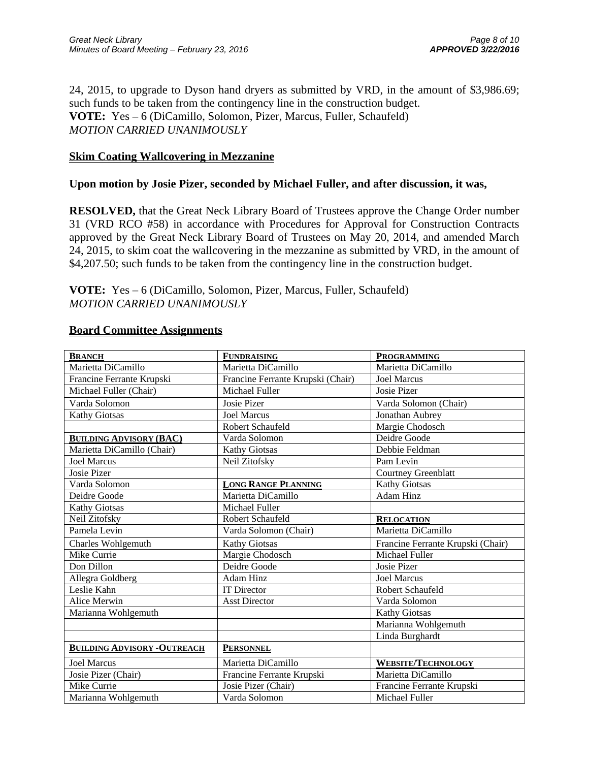24, 2015, to upgrade to Dyson hand dryers as submitted by VRD, in the amount of $3,986.69; such funds to be taken from the contingency line in the construction budget.
**VOTE:** Yes – 6 (DiCamillo, Solomon, Pizer, Marcus, Fuller, Schaufeld)
*MOTION CARRIED UNANIMOUSLY*

**Skim Coating Wallcovering in Mezzanine**

**Upon motion by Josie Pizer, seconded by Michael Fuller, and after discussion, it was,**

**RESOLVED,** that the Great Neck Library Board of Trustees approve the Change Order number 31 (VRD RCO #58) in accordance with Procedures for Approval for Construction Contracts approved by the Great Neck Library Board of Trustees on May 20, 2014, and amended March 24, 2015, to skim coat the wallcovering in the mezzanine as submitted by VRD, in the amount of $4,207.50; such funds to be taken from the contingency line in the construction budget.

**VOTE:** Yes – 6 (DiCamillo, Solomon, Pizer, Marcus, Fuller, Schaufeld)
*MOTION CARRIED UNANIMOUSLY*

**Board Committee Assignments**

| **BRANCH** | **FUNDRAISING** | **PROGRAMMING** |
|---|---|---|
| Marietta DiCamillo | Marietta DiCamillo | Marietta DiCamillo |
| Francine Ferrante Krupski | Francine Ferrante Krupski (Chair) | Joel Marcus |
| Michael Fuller (Chair) | Michael Fuller | Josie Pizer |
| Varda Solomon | Josie Pizer | Varda Solomon (Chair) |
| Kathy Giotsas | Joel Marcus | Jonathan Aubrey |
| | Robert Schaufeld | Margie Chodosch |
| **BUILDING ADVISORY (BAC)** | Varda Solomon | Deidre Goode |
| Marietta DiCamillo (Chair) | Kathy Giotsas | Debbie Feldman |
| Joel Marcus | Neil Zitofsky | Pam Levin |
| Josie Pizer | | Courtney Greenblatt |
| Varda Solomon | **LONG RANGE PLANNING** | Kathy Giotsas |
| Deidre Goode | Marietta DiCamillo | Adam Hinz |
| Kathy Giotsas | Michael Fuller | |
| Neil Zitofsky | Robert Schaufeld | **RELOCATION** |
| Pamela Levin | Varda Solomon (Chair) | Marietta DiCamillo |
| Charles Wohlgemuth | Kathy Giotsas | Francine Ferrante Krupski (Chair) |
| Mike Currie | Margie Chodosch | Michael Fuller |
| Don Dillon | Deidre Goode | Josie Pizer |
| Allegra Goldberg | Adam Hinz | Joel Marcus |
| Leslie Kahn | IT Director | Robert Schaufeld |
| Alice Merwin | Asst Director | Varda Solomon |
| Marianna Wohlgemuth | | Kathy Giotsas |
| | | Marianna Wohlgemuth |
| | | Linda Burghardt |
| **BUILDING ADVISORY -OUTREACH** | **PERSONNEL** | |
| Joel Marcus | Marietta DiCamillo | **WEBSITE/TECHNOLOGY** |
| Josie Pizer (Chair) | Francine Ferrante Krupski | Marietta DiCamillo |
| Mike Currie | Josie Pizer (Chair) | Francine Ferrante Krupski |
| Marianna Wohlgemuth | Varda Solomon | Michael Fuller |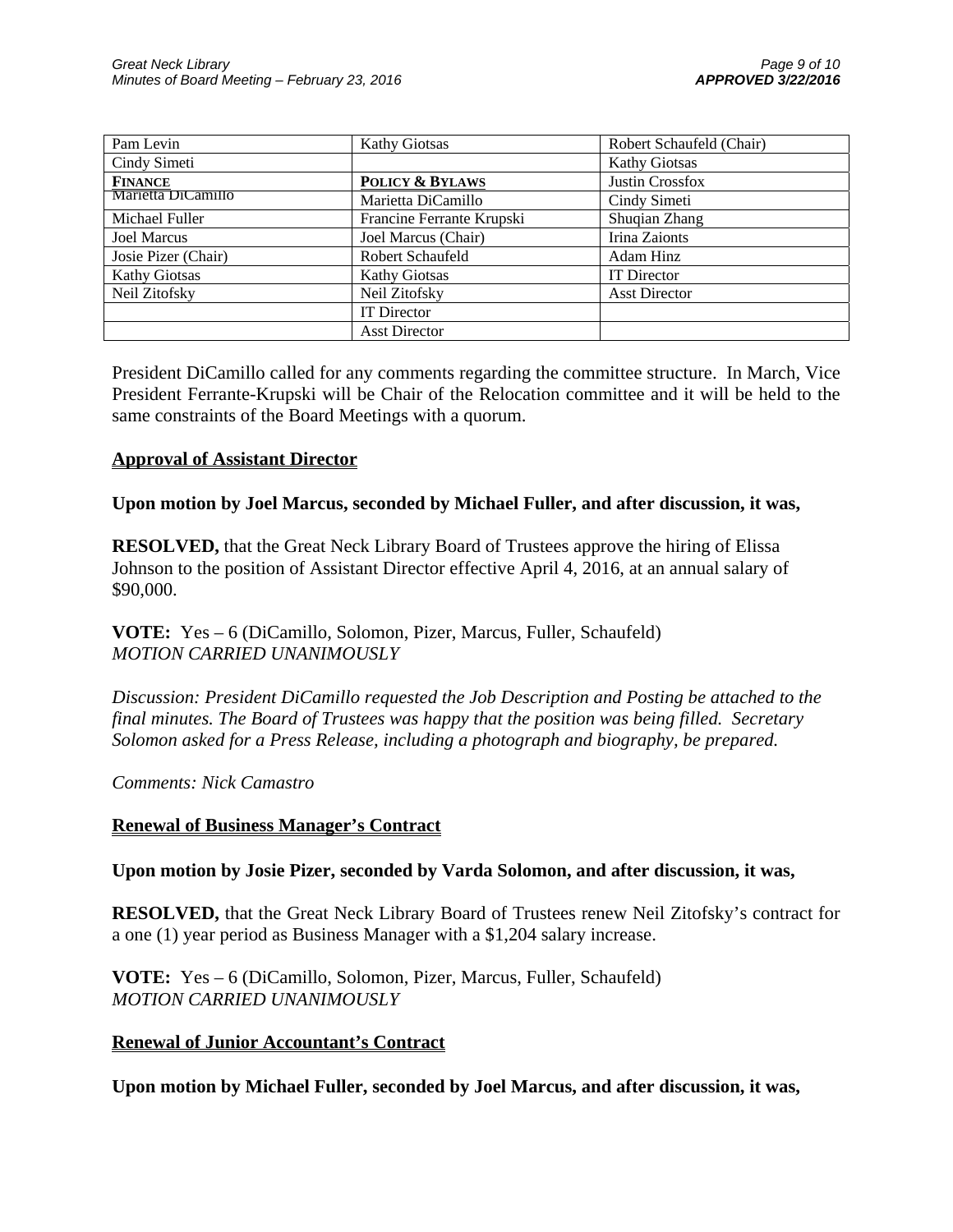| | | |
|---|---|---|
| Pam Levin | Kathy Giotsas | Robert Schaufeld (Chair) |
| Cindy Simeti | | Kathy Giotsas |
| **FINANCE** | **POLICY & BYLAWS** | Justin Crossfox |
| Marietta DiCamillo | Marietta DiCamillo | Cindy Simeti |
| Michael Fuller | Francine Ferrante Krupski | Shuqian Zhang |
| Joel Marcus | Joel Marcus (Chair) | Irina Zaionts |
| Josie Pizer (Chair) | Robert Schaufeld | Adam Hinz |
| Kathy Giotsas | Kathy Giotsas | IT Director |
| Neil Zitofsky | Neil Zitofsky | Asst Director |
| | IT Director | |
| | Asst Director | |

President DiCamillo called for any comments regarding the committee structure. In March, Vice President Ferrante-Krupski will be Chair of the Relocation committee and it will be held to the same constraints of the Board Meetings with a quorum.

**Approval of Assistant Director**

**Upon motion by Joel Marcus, seconded by Michael Fuller, and after discussion, it was,**

**RESOLVED,** that the Great Neck Library Board of Trustees approve the hiring of Elissa Johnson to the position of Assistant Director effective April 4, 2016, at an annual salary of $90,000.

**VOTE:** Yes – 6 (DiCamillo, Solomon, Pizer, Marcus, Fuller, Schaufeld)
*MOTION CARRIED UNANIMOUSLY*

*Discussion: President DiCamillo requested the Job Description and Posting be attached to the final minutes. The Board of Trustees was happy that the position was being filled. Secretary Solomon asked for a Press Release, including a photograph and biography, be prepared.*

*Comments: Nick Camastro*

**Renewal of Business Manager's Contract**

**Upon motion by Josie Pizer, seconded by Varda Solomon, and after discussion, it was,**

**RESOLVED,** that the Great Neck Library Board of Trustees renew Neil Zitofsky's contract for a one (1) year period as Business Manager with a $1,204 salary increase.

**VOTE:** Yes – 6 (DiCamillo, Solomon, Pizer, Marcus, Fuller, Schaufeld)
*MOTION CARRIED UNANIMOUSLY*

**Renewal of Junior Accountant's Contract**

**Upon motion by Michael Fuller, seconded by Joel Marcus, and after discussion, it was,**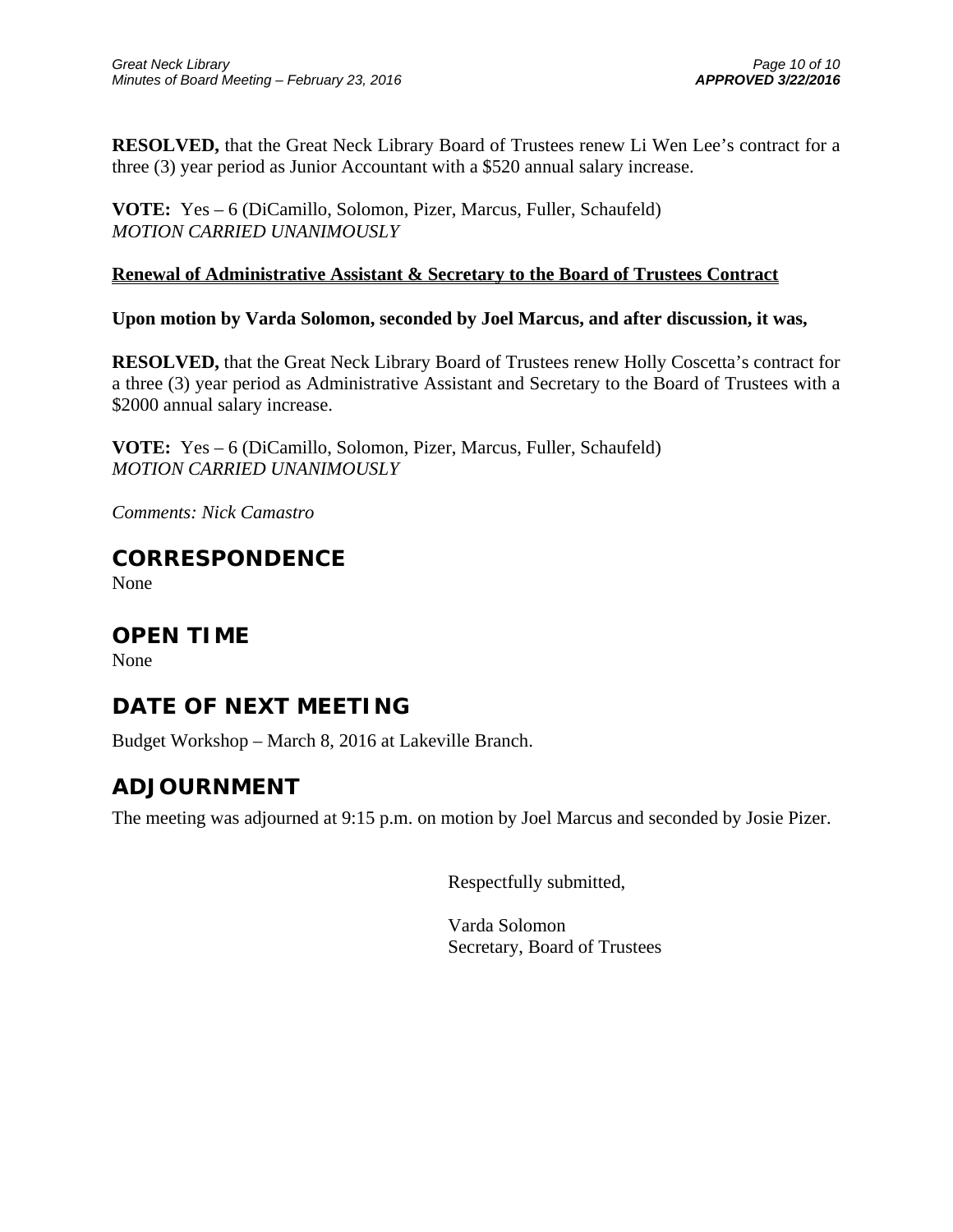**RESOLVED,** that the Great Neck Library Board of Trustees renew Li Wen Lee's contract for a three (3) year period as Junior Accountant with a $520 annual salary increase.

**VOTE:** Yes – 6 (DiCamillo, Solomon, Pizer, Marcus, Fuller, Schaufeld)
*MOTION CARRIED UNANIMOUSLY*

**Renewal of Administrative Assistant & Secretary to the Board of Trustees Contract**

**Upon motion by Varda Solomon, seconded by Joel Marcus, and after discussion, it was,**

**RESOLVED,** that the Great Neck Library Board of Trustees renew Holly Coscetta's contract for a three (3) year period as Administrative Assistant and Secretary to the Board of Trustees with a $2000 annual salary increase.

**VOTE:** Yes – 6 (DiCamillo, Solomon, Pizer, Marcus, Fuller, Schaufeld)
*MOTION CARRIED UNANIMOUSLY*

*Comments: Nick Camastro*

## CORRESPONDENCE

None

## OPEN TIME

None

## DATE OF NEXT MEETING

Budget Workshop – March 8, 2016 at Lakeville Branch.

## ADJOURNMENT

The meeting was adjourned at 9:15 p.m. on motion by Joel Marcus and seconded by Josie Pizer.

Respectfully submitted,

Varda Solomon
Secretary, Board of Trustees